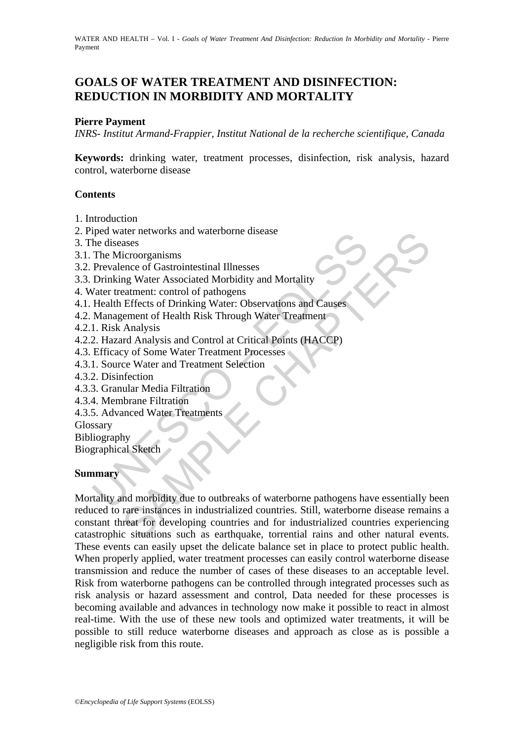// document id: e23b03088523

# GOALS OF WATER TREATMENT AND DISINFECTION: REDUCTION IN MORBIDITY AND MORTALITY

**Pierre Payment**

*INRS- Institut Armand-Frappier, Institut National de la recherche scientifique, Canada*

**Keywords:** drinking water, treatment processes, disinfection, risk analysis, hazard control, waterborne disease

## Contents

1. Introduction
2. Piped water networks and waterborne disease
3. The diseases
3.1. The Microorganisms
3.2. Prevalence of Gastrointestinal Illnesses
3.3. Drinking Water Associated Morbidity and Mortality
4. Water treatment: control of pathogens
4.1. Health Effects of Drinking Water: Observations and Causes
4.2. Management of Health Risk Through Water Treatment
4.2.1. Risk Analysis
4.2.2. Hazard Analysis and Control at Critical Points (HACCP)
4.3. Efficacy of Some Water Treatment Processes
4.3.1. Source Water and Treatment Selection
4.3.2. Disinfection
4.3.3. Granular Media Filtration
4.3.4. Membrane Filtration
4.3.5. Advanced Water Treatments

Glossary
Bibliography
Biographical Sketch

## Summary

Mortality and morbidity due to outbreaks of waterborne pathogens have essentially been reduced to rare instances in industrialized countries. Still, waterborne disease remains a constant threat for developing countries and for industrialized countries experiencing catastrophic situations such as earthquake, torrential rains and other natural events. These events can easily upset the delicate balance set in place to protect public health. When properly applied, water treatment processes can easily control waterborne disease transmission and reduce the number of cases of these diseases to an acceptable level. Risk from waterborne pathogens can be controlled through integrated processes such as risk analysis or hazard assessment and control, Data needed for these processes is becoming available and advances in technology now make it possible to react in almost real-time. With the use of these new tools and optimized water treatments, it will be possible to still reduce waterborne diseases and approach as close as is possible a negligible risk from this route.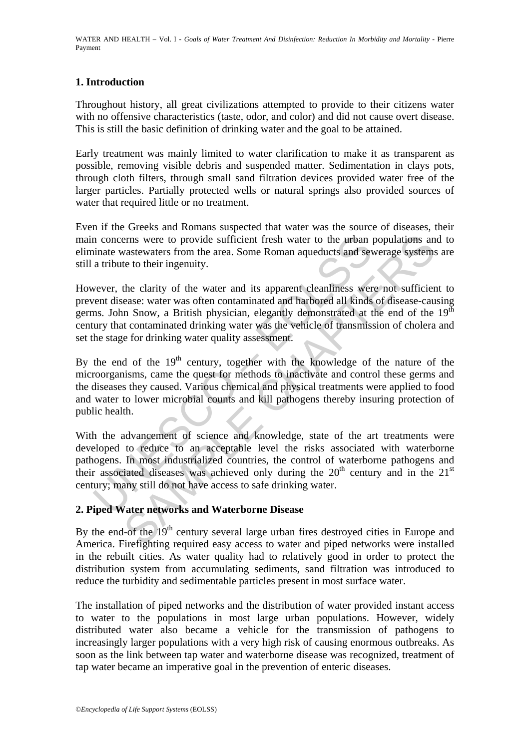## 1. Introduction

Throughout history, all great civilizations attempted to provide to their citizens water with no offensive characteristics (taste, odor, and color) and did not cause overt disease. This is still the basic definition of drinking water and the goal to be attained.

Early treatment was mainly limited to water clarification to make it as transparent as possible, removing visible debris and suspended matter. Sedimentation in clays pots, through cloth filters, through small sand filtration devices provided water free of the larger particles. Partially protected wells or natural springs also provided sources of water that required little or no treatment.

Even if the Greeks and Romans suspected that water was the source of diseases, their main concerns were to provide sufficient fresh water to the urban populations and to eliminate wastewaters from the area. Some Roman aqueducts and sewerage systems are still a tribute to their ingenuity.

However, the clarity of the water and its apparent cleanliness were not sufficient to prevent disease: water was often contaminated and harbored all kinds of disease-causing germs. John Snow, a British physician, elegantly demonstrated at the end of the 19$^{th}$ century that contaminated drinking water was the vehicle of transmission of cholera and set the stage for drinking water quality assessment.

By the end of the 19$^{th}$ century, together with the knowledge of the nature of the microorganisms, came the quest for methods to inactivate and control these germs and the diseases they caused. Various chemical and physical treatments were applied to food and water to lower microbial counts and kill pathogens thereby insuring protection of public health.

With the advancement of science and knowledge, state of the art treatments were developed to reduce to an acceptable level the risks associated with waterborne pathogens. In most industrialized countries, the control of waterborne pathogens and their associated diseases was achieved only during the 20$^{th}$ century and in the 21$^{st}$ century; many still do not have access to safe drinking water.

## 2. Piped Water networks and Waterborne Disease

By the end-of the 19$^{th}$ century several large urban fires destroyed cities in Europe and America. Firefighting required easy access to water and piped networks were installed in the rebuilt cities. As water quality had to relatively good in order to protect the distribution system from accumulating sediments, sand filtration was introduced to reduce the turbidity and sedimentable particles present in most surface water.

The installation of piped networks and the distribution of water provided instant access to water to the populations in most large urban populations. However, widely distributed water also became a vehicle for the transmission of pathogens to increasingly larger populations with a very high risk of causing enormous outbreaks. As soon as the link between tap water and waterborne disease was recognized, treatment of tap water became an imperative goal in the prevention of enteric diseases.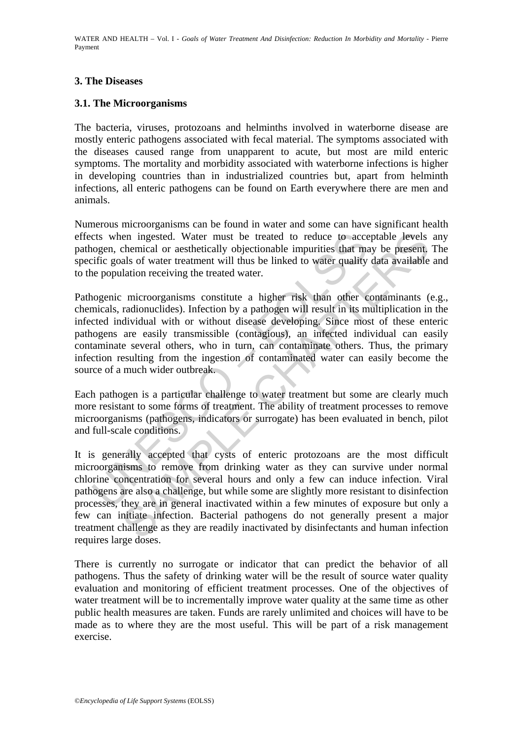## 3. The Diseases

### 3.1. The Microorganisms

The bacteria, viruses, protozoans and helminths involved in waterborne disease are mostly enteric pathogens associated with fecal material. The symptoms associated with the diseases caused range from unapparent to acute, but most are mild enteric symptoms. The mortality and morbidity associated with waterborne infections is higher in developing countries than in industrialized countries but, apart from helminth infections, all enteric pathogens can be found on Earth everywhere there are men and animals.

Numerous microorganisms can be found in water and some can have significant health effects when ingested. Water must be treated to reduce to acceptable levels any pathogen, chemical or aesthetically objectionable impurities that may be present. The specific goals of water treatment will thus be linked to water quality data available and to the population receiving the treated water.

Pathogenic microorganisms constitute a higher risk than other contaminants (e.g., chemicals, radionuclides). Infection by a pathogen will result in its multiplication in the infected individual with or without disease developing. Since most of these enteric pathogens are easily transmissible (contagious), an infected individual can easily contaminate several others, who in turn, can contaminate others. Thus, the primary infection resulting from the ingestion of contaminated water can easily become the source of a much wider outbreak.

Each pathogen is a particular challenge to water treatment but some are clearly much more resistant to some forms of treatment. The ability of treatment processes to remove microorganisms (pathogens, indicators or surrogate) has been evaluated in bench, pilot and full-scale conditions.

It is generally accepted that cysts of enteric protozoans are the most difficult microorganisms to remove from drinking water as they can survive under normal chlorine concentration for several hours and only a few can induce infection. Viral pathogens are also a challenge, but while some are slightly more resistant to disinfection processes, they are in general inactivated within a few minutes of exposure but only a few can initiate infection. Bacterial pathogens do not generally present a major treatment challenge as they are readily inactivated by disinfectants and human infection requires large doses.

There is currently no surrogate or indicator that can predict the behavior of all pathogens. Thus the safety of drinking water will be the result of source water quality evaluation and monitoring of efficient treatment processes. One of the objectives of water treatment will be to incrementally improve water quality at the same time as other public health measures are taken. Funds are rarely unlimited and choices will have to be made as to where they are the most useful. This will be part of a risk management exercise.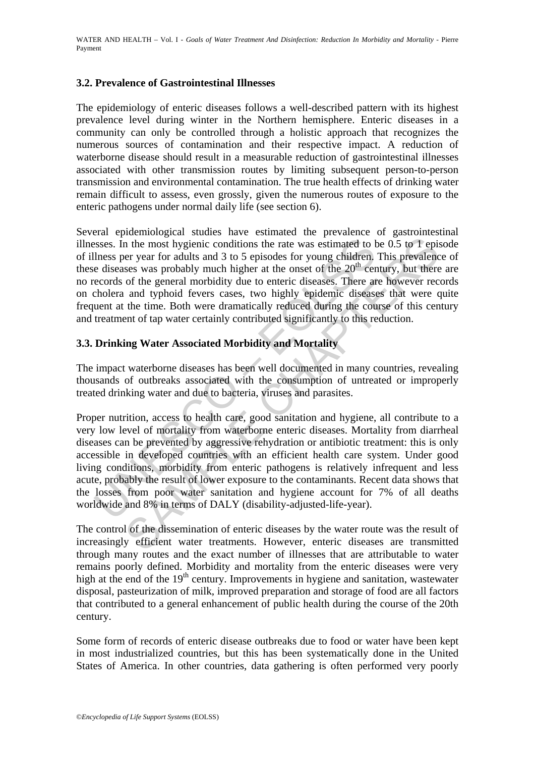### 3.2. Prevalence of Gastrointestinal Illnesses

The epidemiology of enteric diseases follows a well-described pattern with its highest prevalence level during winter in the Northern hemisphere. Enteric diseases in a community can only be controlled through a holistic approach that recognizes the numerous sources of contamination and their respective impact. A reduction of waterborne disease should result in a measurable reduction of gastrointestinal illnesses associated with other transmission routes by limiting subsequent person-to-person transmission and environmental contamination. The true health effects of drinking water remain difficult to assess, even grossly, given the numerous routes of exposure to the enteric pathogens under normal daily life (see section 6).

Several epidemiological studies have estimated the prevalence of gastrointestinal illnesses. In the most hygienic conditions the rate was estimated to be 0.5 to 1 episode of illness per year for adults and 3 to 5 episodes for young children. This prevalence of these diseases was probably much higher at the onset of the 20th century, but there are no records of the general morbidity due to enteric diseases. There are however records on cholera and typhoid fevers cases, two highly epidemic diseases that were quite frequent at the time. Both were dramatically reduced during the course of this century and treatment of tap water certainly contributed significantly to this reduction.

### 3.3. Drinking Water Associated Morbidity and Mortality

The impact waterborne diseases has been well documented in many countries, revealing thousands of outbreaks associated with the consumption of untreated or improperly treated drinking water and due to bacteria, viruses and parasites.

Proper nutrition, access to health care, good sanitation and hygiene, all contribute to a very low level of mortality from waterborne enteric diseases. Mortality from diarrheal diseases can be prevented by aggressive rehydration or antibiotic treatment: this is only accessible in developed countries with an efficient health care system. Under good living conditions, morbidity from enteric pathogens is relatively infrequent and less acute, probably the result of lower exposure to the contaminants. Recent data shows that the losses from poor water sanitation and hygiene account for 7% of all deaths worldwide and 8% in terms of DALY (disability-adjusted-life-year).

The control of the dissemination of enteric diseases by the water route was the result of increasingly efficient water treatments. However, enteric diseases are transmitted through many routes and the exact number of illnesses that are attributable to water remains poorly defined. Morbidity and mortality from the enteric diseases were very high at the end of the 19th century. Improvements in hygiene and sanitation, wastewater disposal, pasteurization of milk, improved preparation and storage of food are all factors that contributed to a general enhancement of public health during the course of the 20th century.

Some form of records of enteric disease outbreaks due to food or water have been kept in most industrialized countries, but this has been systematically done in the United States of America. In other countries, data gathering is often performed very poorly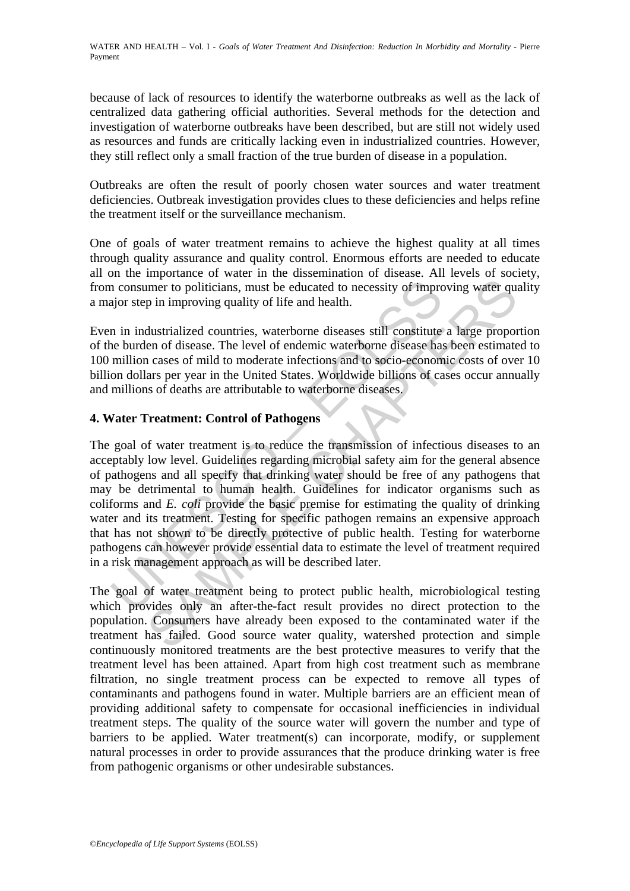because of lack of resources to identify the waterborne outbreaks as well as the lack of centralized data gathering official authorities. Several methods for the detection and investigation of waterborne outbreaks have been described, but are still not widely used as resources and funds are critically lacking even in industrialized countries. However, they still reflect only a small fraction of the true burden of disease in a population.

Outbreaks are often the result of poorly chosen water sources and water treatment deficiencies. Outbreak investigation provides clues to these deficiencies and helps refine the treatment itself or the surveillance mechanism.

One of goals of water treatment remains to achieve the highest quality at all times through quality assurance and quality control. Enormous efforts are needed to educate all on the importance of water in the dissemination of disease. All levels of society, from consumer to politicians, must be educated to necessity of improving water quality a major step in improving quality of life and health.

Even in industrialized countries, waterborne diseases still constitute a large proportion of the burden of disease. The level of endemic waterborne disease has been estimated to 100 million cases of mild to moderate infections and to socio-economic costs of over 10 billion dollars per year in the United States. Worldwide billions of cases occur annually and millions of deaths are attributable to waterborne diseases.

## 4. Water Treatment: Control of Pathogens

The goal of water treatment is to reduce the transmission of infectious diseases to an acceptably low level. Guidelines regarding microbial safety aim for the general absence of pathogens and all specify that drinking water should be free of any pathogens that may be detrimental to human health. Guidelines for indicator organisms such as coliforms and *E. coli* provide the basic premise for estimating the quality of drinking water and its treatment. Testing for specific pathogen remains an expensive approach that has not shown to be directly protective of public health. Testing for waterborne pathogens can however provide essential data to estimate the level of treatment required in a risk management approach as will be described later.

The goal of water treatment being to protect public health, microbiological testing which provides only an after-the-fact result provides no direct protection to the population. Consumers have already been exposed to the contaminated water if the treatment has failed. Good source water quality, watershed protection and simple continuously monitored treatments are the best protective measures to verify that the treatment level has been attained. Apart from high cost treatment such as membrane filtration, no single treatment process can be expected to remove all types of contaminants and pathogens found in water. Multiple barriers are an efficient mean of providing additional safety to compensate for occasional inefficiencies in individual treatment steps. The quality of the source water will govern the number and type of barriers to be applied. Water treatment(s) can incorporate, modify, or supplement natural processes in order to provide assurances that the produce drinking water is free from pathogenic organisms or other undesirable substances.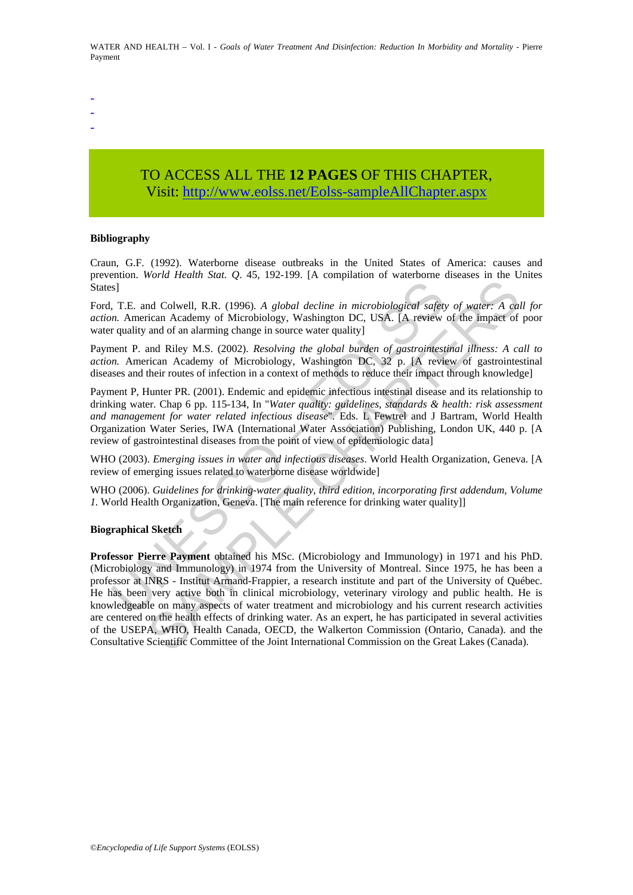-
-
-

TO ACCESS ALL THE **12 PAGES** OF THIS CHAPTER,
Visit: http://www.eolss.net/Eolss-sampleAllChapter.aspx

**Bibliography**

Craun, G.F. (1992). Waterborne disease outbreaks in the United States of America: causes and prevention. *World Health Stat. Q*. 45, 192-199. [A compilation of waterborne diseases in the Unites States]

Ford, T.E. and Colwell, R.R. (1996). *A global decline in microbiological safety of water: A call for action.* American Academy of Microbiology, Washington DC, USA. [A review of the impact of poor water quality and of an alarming change in source water quality]

Payment P. and Riley M.S. (2002). *Resolving the global burden of gastrointestinal illness: A call to action.* American Academy of Microbiology, Washington DC, 32 p. [A review of gastrointestinal diseases and their routes of infection in a context of methods to reduce their impact through knowledge]

Payment P, Hunter PR. (2001). Endemic and epidemic infectious intestinal disease and its relationship to drinking water. Chap 6 pp. 115-134, In "*Water quality: guidelines, standards & health: risk assessment and management for water related infectious disease*". Eds. L Fewtrel and J Bartram, World Health Organization Water Series, IWA (International Water Association) Publishing, London UK, 440 p. [A review of gastrointestinal diseases from the point of view of epidemiologic data]

WHO (2003). *Emerging issues in water and infectious diseases*. World Health Organization, Geneva. [A review of emerging issues related to waterborne disease worldwide]

WHO (2006). *Guidelines for drinking-water quality, third edition, incorporating first addendum, Volume 1.* World Health Organization, Geneva. [The main reference for drinking water quality]]

**Biographical Sketch**

**Professor Pierre Payment** obtained his MSc. (Microbiology and Immunology) in 1971 and his PhD. (Microbiology and Immunology) in 1974 from the University of Montreal. Since 1975, he has been a professor at INRS - Institut Armand-Frappier, a research institute and part of the University of Québec. He has been very active both in clinical microbiology, veterinary virology and public health. He is knowledgeable on many aspects of water treatment and microbiology and his current research activities are centered on the health effects of drinking water. As an expert, he has participated in several activities of the USEPA, WHO, Health Canada, OECD, the Walkerton Commission (Ontario, Canada). and the Consultative Scientific Committee of the Joint International Commission on the Great Lakes (Canada).